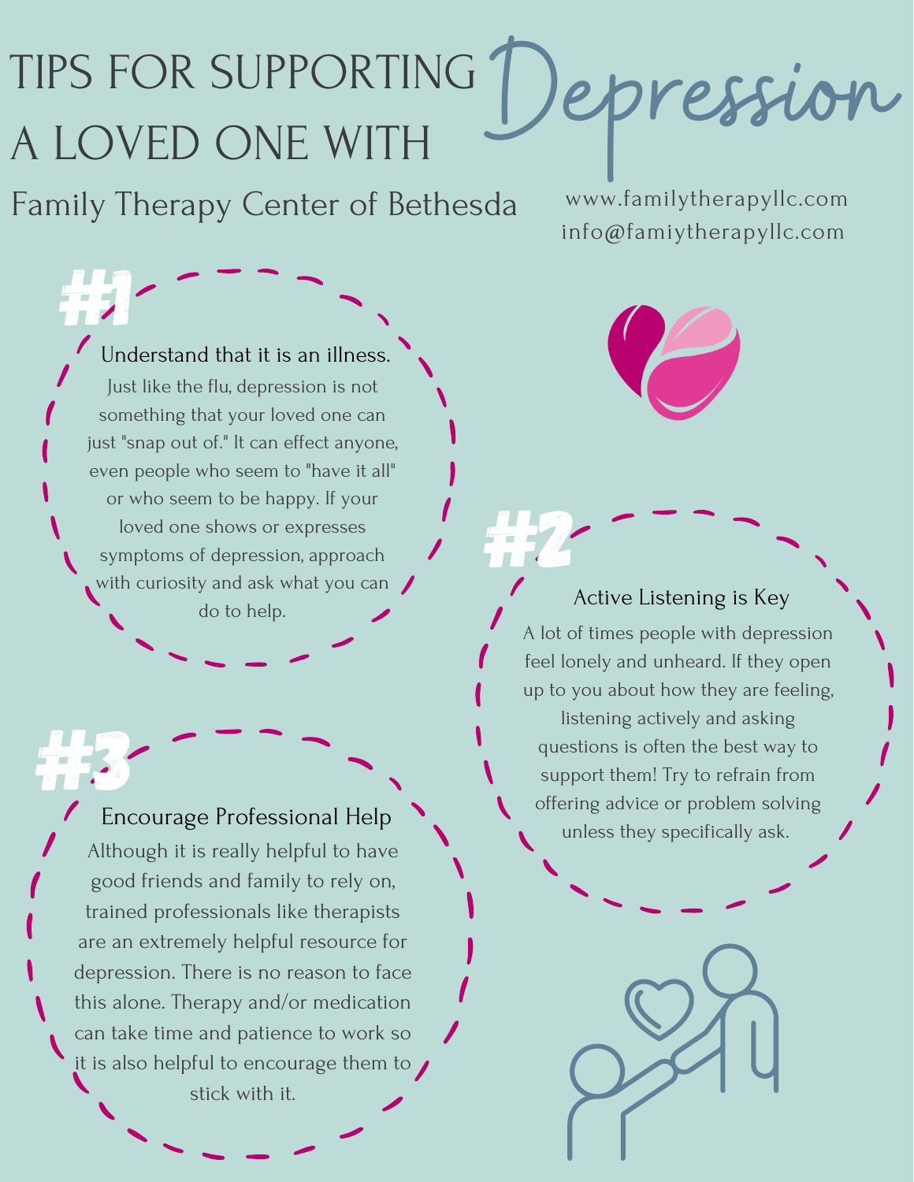# TIPS FOR SUPPORTING A LOVED ONE WITH Depression

Family Therapy Center of Bethesda

www.familytherapyllc.com
info@famiytherapyllc.com

## #1

### Understand that it is an illness.

Just like the flu, depression is not something that your loved one can just "snap out of." It can effect anyone, even people who seem to "have it all" or who seem to be happy. If your loved one shows or expresses symptoms of depression, approach with curiosity and ask what you can do to help.

## #2

### Active Listening is Key

A lot of times people with depression feel lonely and unheard. If they open up to you about how they are feeling, listening actively and asking questions is often the best way to support them! Try to refrain from offering advice or problem solving unless they specifically ask.

## #3

### Encourage Professional Help

Although it is really helpful to have good friends and family to rely on, trained professionals like therapists are an extremely helpful resource for depression. There is no reason to face this alone. Therapy and/or medication can take time and patience to work so it is also helpful to encourage them to stick with it.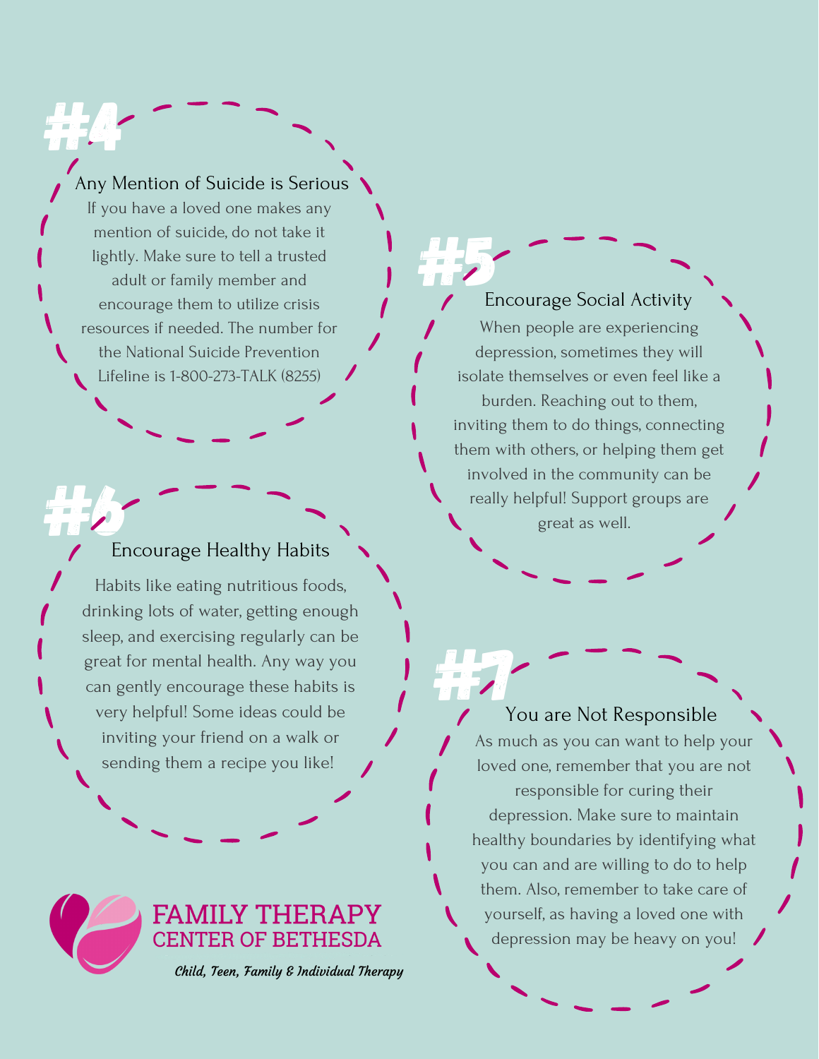## #4

### Any Mention of Suicide is Serious

If you have a loved one makes any mention of suicide, do not take it lightly. Make sure to tell a trusted adult or family member and encourage them to utilize crisis resources if needed. The number for the National Suicide Prevention Lifeline is 1-800-273-TALK (8255)

## #5

### Encourage Social Activity

When people are experiencing depression, sometimes they will isolate themselves or even feel like a burden. Reaching out to them, inviting them to do things, connecting them with others, or helping them get involved in the community can be really helpful! Support groups are great as well.

## #6

### Encourage Healthy Habits

Habits like eating nutritious foods, drinking lots of water, getting enough sleep, and exercising regularly can be great for mental health. Any way you can gently encourage these habits is very helpful! Some ideas could be inviting your friend on a walk or sending them a recipe you like!

## #7

### You are Not Responsible

As much as you can want to help your loved one, remember that you are not responsible for curing their depression. Make sure to maintain healthy boundaries by identifying what you can and are willing to do to help them. Also, remember to take care of yourself, as having a loved one with depression may be heavy on you!

FAMILY THERAPY
CENTER OF BETHESDA

*Child, Teen, Family & Individual Therapy*